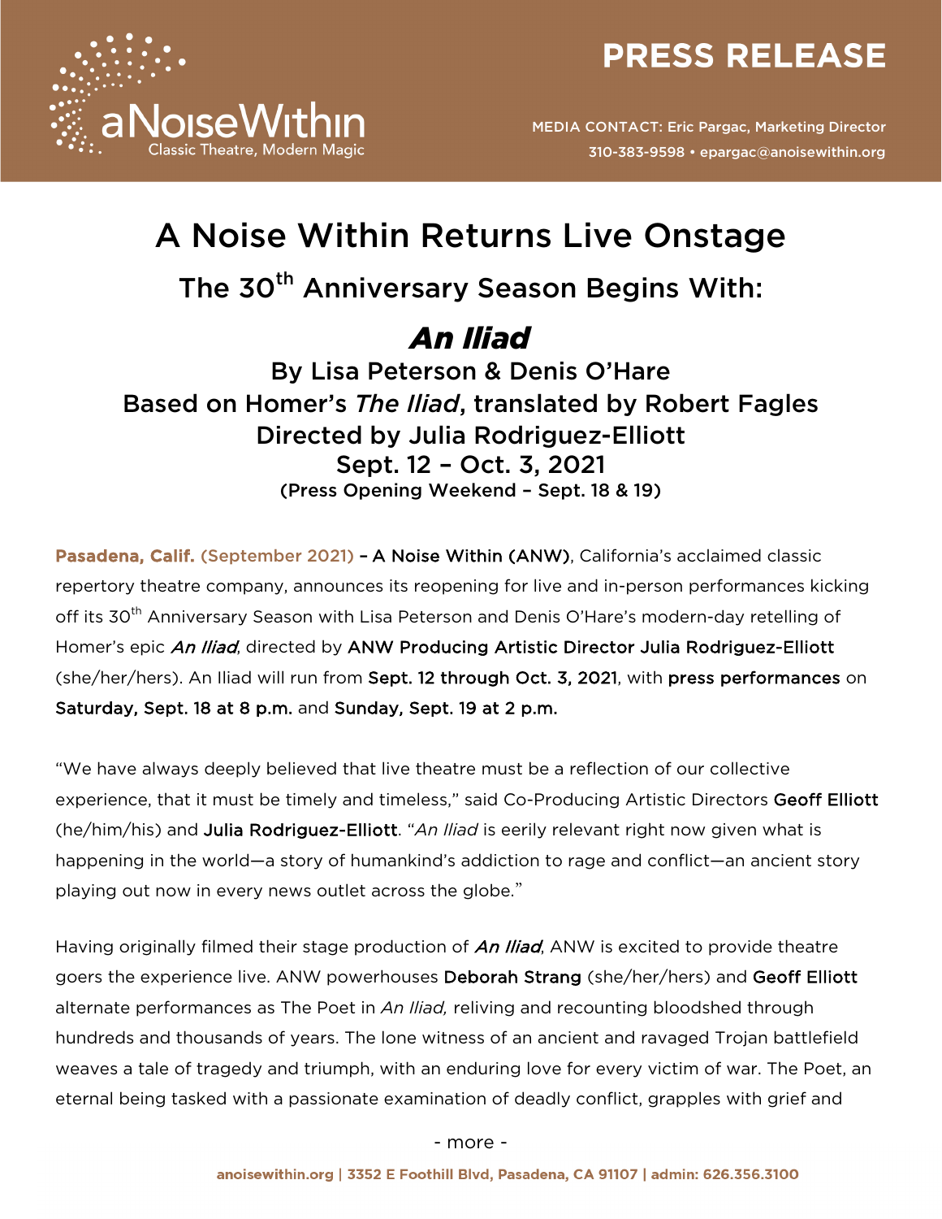aNoiseWithin
Classic Theatre, Modern Magic

**PRESS RELEASE**

MEDIA CONTACT: Eric Pargac, Marketing Director
310-383-9598 • epargac@anoisewithin.org

# A Noise Within Returns Live Onstage

## The 30th Anniversary Season Begins With:

## *An Iliad*

By Lisa Peterson & Denis O'Hare
Based on Homer's *The Iliad*, translated by Robert Fagles
Directed by Julia Rodriguez-Elliott
Sept. 12 – Oct. 3, 2021
(Press Opening Weekend – Sept. 18 & 19)

**Pasadena, Calif. (September 2021)** – A Noise Within (ANW), California's acclaimed classic repertory theatre company, announces its reopening for live and in-person performances kicking off its 30th Anniversary Season with Lisa Peterson and Denis O'Hare's modern-day retelling of Homer's epic *An Iliad*, directed by ANW Producing Artistic Director Julia Rodriguez-Elliott (she/her/hers). An Iliad will run from Sept. 12 through Oct. 3, 2021, with press performances on Saturday, Sept. 18 at 8 p.m. and Sunday, Sept. 19 at 2 p.m.

"We have always deeply believed that live theatre must be a reflection of our collective experience, that it must be timely and timeless," said Co-Producing Artistic Directors Geoff Elliott (he/him/his) and Julia Rodriguez-Elliott. "*An Iliad* is eerily relevant right now given what is happening in the world—a story of humankind's addiction to rage and conflict—an ancient story playing out now in every news outlet across the globe."

Having originally filmed their stage production of *An Iliad*, ANW is excited to provide theatre goers the experience live. ANW powerhouses Deborah Strang (she/her/hers) and Geoff Elliott alternate performances as The Poet in *An Iliad,* reliving and recounting bloodshed through hundreds and thousands of years. The lone witness of an ancient and ravaged Trojan battlefield weaves a tale of tragedy and triumph, with an enduring love for every victim of war. The Poet, an eternal being tasked with a passionate examination of deadly conflict, grapples with grief and

- more -

anoisewithin.org | 3352 E Foothill Blvd, Pasadena, CA 91107 | admin: 626.356.3100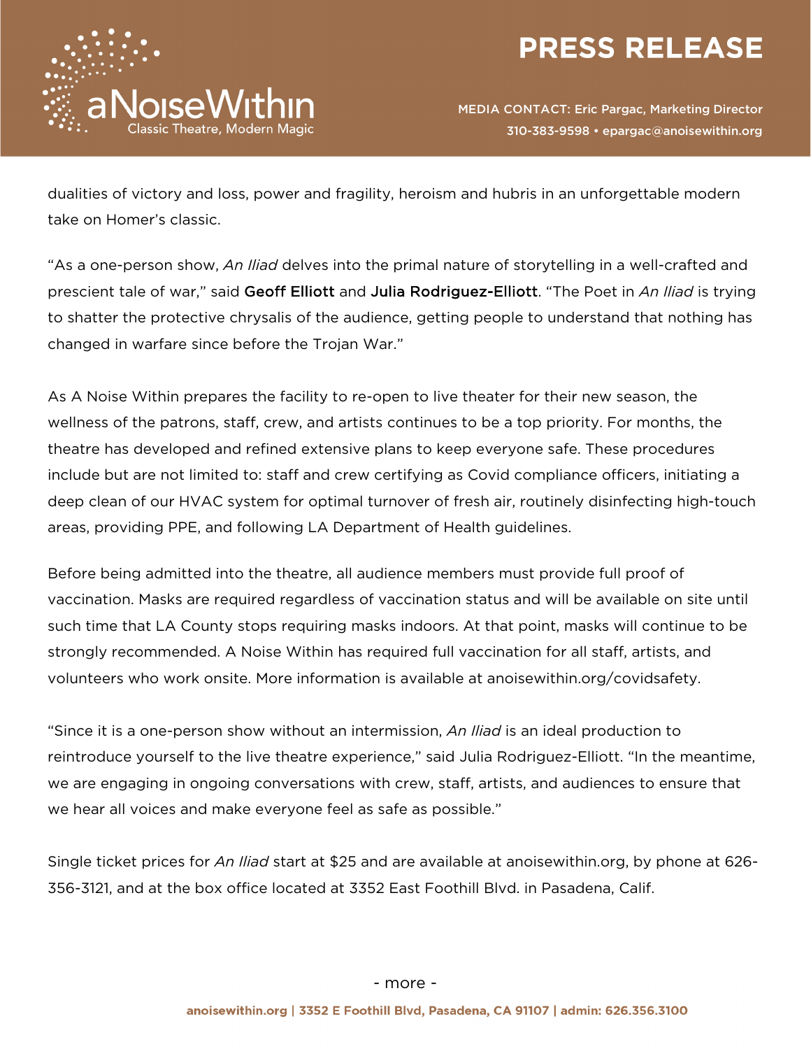dualities of victory and loss, power and fragility, heroism and hubris in an unforgettable modern take on Homer's classic.

"As a one-person show, *An Iliad* delves into the primal nature of storytelling in a well-crafted and prescient tale of war," said **Geoff Elliott** and **Julia Rodriguez-Elliott**. "The Poet in *An Iliad* is trying to shatter the protective chrysalis of the audience, getting people to understand that nothing has changed in warfare since before the Trojan War."

As A Noise Within prepares the facility to re-open to live theater for their new season, the wellness of the patrons, staff, crew, and artists continues to be a top priority. For months, the theatre has developed and refined extensive plans to keep everyone safe. These procedures include but are not limited to: staff and crew certifying as Covid compliance officers, initiating a deep clean of our HVAC system for optimal turnover of fresh air, routinely disinfecting high-touch areas, providing PPE, and following LA Department of Health guidelines.

Before being admitted into the theatre, all audience members must provide full proof of vaccination. Masks are required regardless of vaccination status and will be available on site until such time that LA County stops requiring masks indoors. At that point, masks will continue to be strongly recommended. A Noise Within has required full vaccination for all staff, artists, and volunteers who work onsite. More information is available at anoisewithin.org/covidsafety.

"Since it is a one-person show without an intermission, *An Iliad* is an ideal production to reintroduce yourself to the live theatre experience," said Julia Rodriguez-Elliott. "In the meantime, we are engaging in ongoing conversations with crew, staff, artists, and audiences to ensure that we hear all voices and make everyone feel as safe as possible."

Single ticket prices for *An Iliad* start at $25 and are available at anoisewithin.org, by phone at 626-356-3121, and at the box office located at 3352 East Foothill Blvd. in Pasadena, Calif.

- more -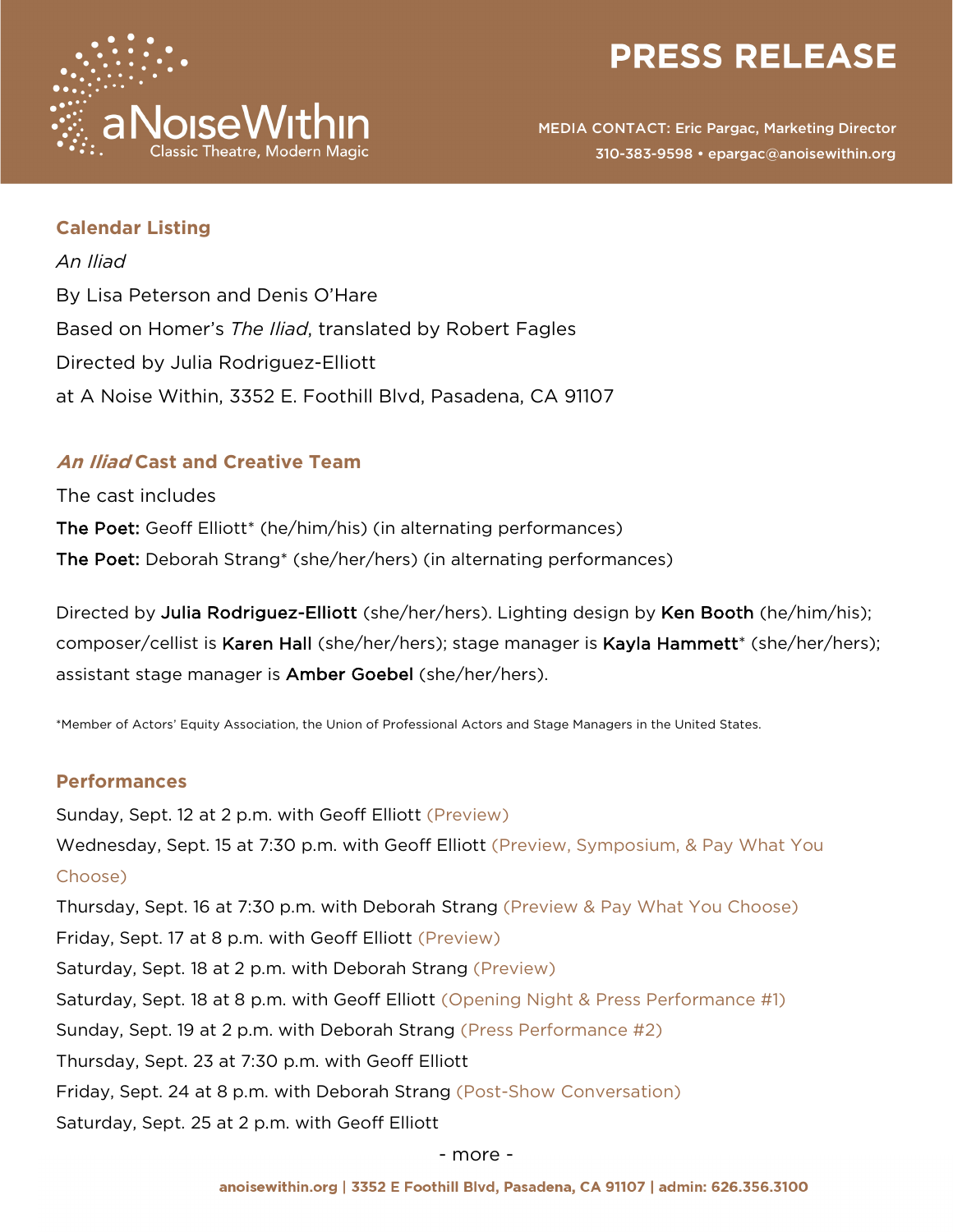## Calendar Listing

*An Iliad*

By Lisa Peterson and Denis O'Hare

Based on Homer's *The Iliad*, translated by Robert Fagles

Directed by Julia Rodriguez-Elliott

at A Noise Within, 3352 E. Foothill Blvd, Pasadena, CA 91107

## *An Iliad* Cast and Creative Team

The cast includes

**The Poet:** Geoff Elliott* (he/him/his) (in alternating performances)

**The Poet:** Deborah Strang* (she/her/hers) (in alternating performances)

Directed by **Julia Rodriguez-Elliott** (she/her/hers). Lighting design by **Ken Booth** (he/him/his); composer/cellist is **Karen Hall** (she/her/hers); stage manager is **Kayla Hammett*** (she/her/hers); assistant stage manager is **Amber Goebel** (she/her/hers).

*Member of Actors' Equity Association, the Union of Professional Actors and Stage Managers in the United States.

## Performances

Sunday, Sept. 12 at 2 p.m. with Geoff Elliott (Preview)

Wednesday, Sept. 15 at 7:30 p.m. with Geoff Elliott (Preview, Symposium, & Pay What You Choose)

Thursday, Sept. 16 at 7:30 p.m. with Deborah Strang (Preview & Pay What You Choose)

Friday, Sept. 17 at 8 p.m. with Geoff Elliott (Preview)

Saturday, Sept. 18 at 2 p.m. with Deborah Strang (Preview)

Saturday, Sept. 18 at 8 p.m. with Geoff Elliott (Opening Night & Press Performance #1)

Sunday, Sept. 19 at 2 p.m. with Deborah Strang (Press Performance #2)

Thursday, Sept. 23 at 7:30 p.m. with Geoff Elliott

Friday, Sept. 24 at 8 p.m. with Deborah Strang (Post-Show Conversation)

Saturday, Sept. 25 at 2 p.m. with Geoff Elliott

- more -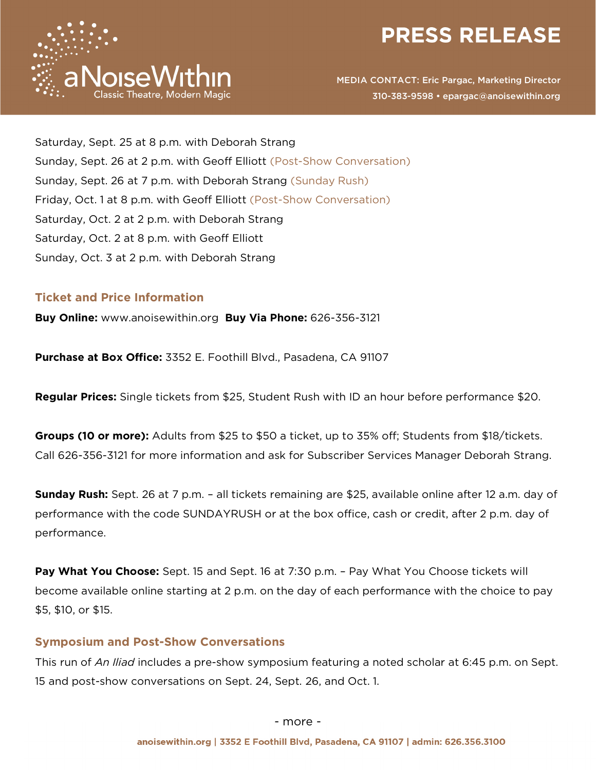Saturday, Sept. 25 at 8 p.m. with Deborah Strang
Sunday, Sept. 26 at 2 p.m. with Geoff Elliott (Post-Show Conversation)
Sunday, Sept. 26 at 7 p.m. with Deborah Strang (Sunday Rush)
Friday, Oct. 1 at 8 p.m. with Geoff Elliott (Post-Show Conversation)
Saturday, Oct. 2 at 2 p.m. with Deborah Strang
Saturday, Oct. 2 at 8 p.m. with Geoff Elliott
Sunday, Oct. 3 at 2 p.m. with Deborah Strang

## Ticket and Price Information

**Buy Online:** www.anoisewithin.org **Buy Via Phone:** 626-356-3121

**Purchase at Box Office:** 3352 E. Foothill Blvd., Pasadena, CA 91107

**Regular Prices:** Single tickets from $25, Student Rush with ID an hour before performance $20.

**Groups (10 or more):** Adults from $25 to $50 a ticket, up to 35% off; Students from $18/tickets. Call 626-356-3121 for more information and ask for Subscriber Services Manager Deborah Strang.

**Sunday Rush:** Sept. 26 at 7 p.m. – all tickets remaining are $25, available online after 12 a.m. day of performance with the code SUNDAYRUSH or at the box office, cash or credit, after 2 p.m. day of performance.

**Pay What You Choose:** Sept. 15 and Sept. 16 at 7:30 p.m. – Pay What You Choose tickets will become available online starting at 2 p.m. on the day of each performance with the choice to pay $5, $10, or $15.

## Symposium and Post-Show Conversations

This run of *An Iliad* includes a pre-show symposium featuring a noted scholar at 6:45 p.m. on Sept. 15 and post-show conversations on Sept. 24, Sept. 26, and Oct. 1.

- more -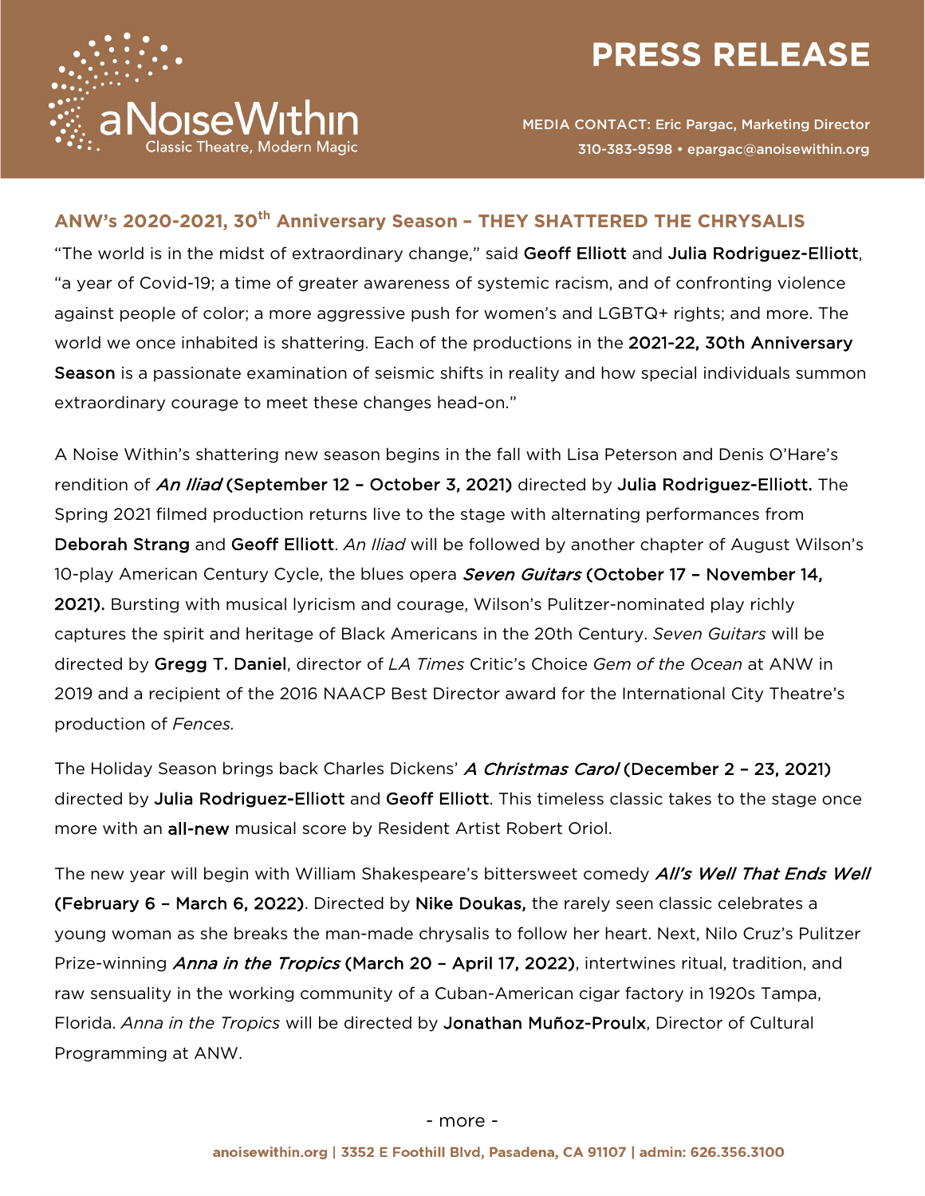# PRESS RELEASE

MEDIA CONTACT: Eric Pargac, Marketing Director
310-383-9598 • epargac@anoisewithin.org

## ANW's 2020-2021, 30th Anniversary Season – THEY SHATTERED THE CHRYSALIS

"The world is in the midst of extraordinary change," said **Geoff Elliott** and **Julia Rodriguez-Elliott**, "a year of Covid-19; a time of greater awareness of systemic racism, and of confronting violence against people of color; a more aggressive push for women's and LGBTQ+ rights; and more. The world we once inhabited is shattering. Each of the productions in the **2021-22, 30th Anniversary Season** is a passionate examination of seismic shifts in reality and how special individuals summon extraordinary courage to meet these changes head-on."

A Noise Within's shattering new season begins in the fall with Lisa Peterson and Denis O'Hare's rendition of ***An Iliad*** **(September 12 – October 3, 2021)** directed by **Julia Rodriguez-Elliott.** The Spring 2021 filmed production returns live to the stage with alternating performances from **Deborah Strang** and **Geoff Elliott**. *An Iliad* will be followed by another chapter of August Wilson's 10-play American Century Cycle, the blues opera ***Seven Guitars*** **(October 17 – November 14, 2021).** Bursting with musical lyricism and courage, Wilson's Pulitzer-nominated play richly captures the spirit and heritage of Black Americans in the 20th Century. *Seven Guitars* will be directed by **Gregg T. Daniel**, director of *LA Times* Critic's Choice *Gem of the Ocean* at ANW in 2019 and a recipient of the 2016 NAACP Best Director award for the International City Theatre's production of *Fences.*

The Holiday Season brings back Charles Dickens' ***A Christmas Carol*** **(December 2 – 23, 2021)** directed by **Julia Rodriguez-Elliott** and **Geoff Elliott**. This timeless classic takes to the stage once more with an **all-new** musical score by Resident Artist Robert Oriol.

The new year will begin with William Shakespeare's bittersweet comedy ***All's Well That Ends Well*** **(February 6 – March 6, 2022)**. Directed by **Nike Doukas,** the rarely seen classic celebrates a young woman as she breaks the man-made chrysalis to follow her heart. Next, Nilo Cruz's Pulitzer Prize-winning ***Anna in the Tropics*** **(March 20 – April 17, 2022)**, intertwines ritual, tradition, and raw sensuality in the working community of a Cuban-American cigar factory in 1920s Tampa, Florida. *Anna in the Tropics* will be directed by **Jonathan Muñoz-Proulx**, Director of Cultural Programming at ANW.

- more -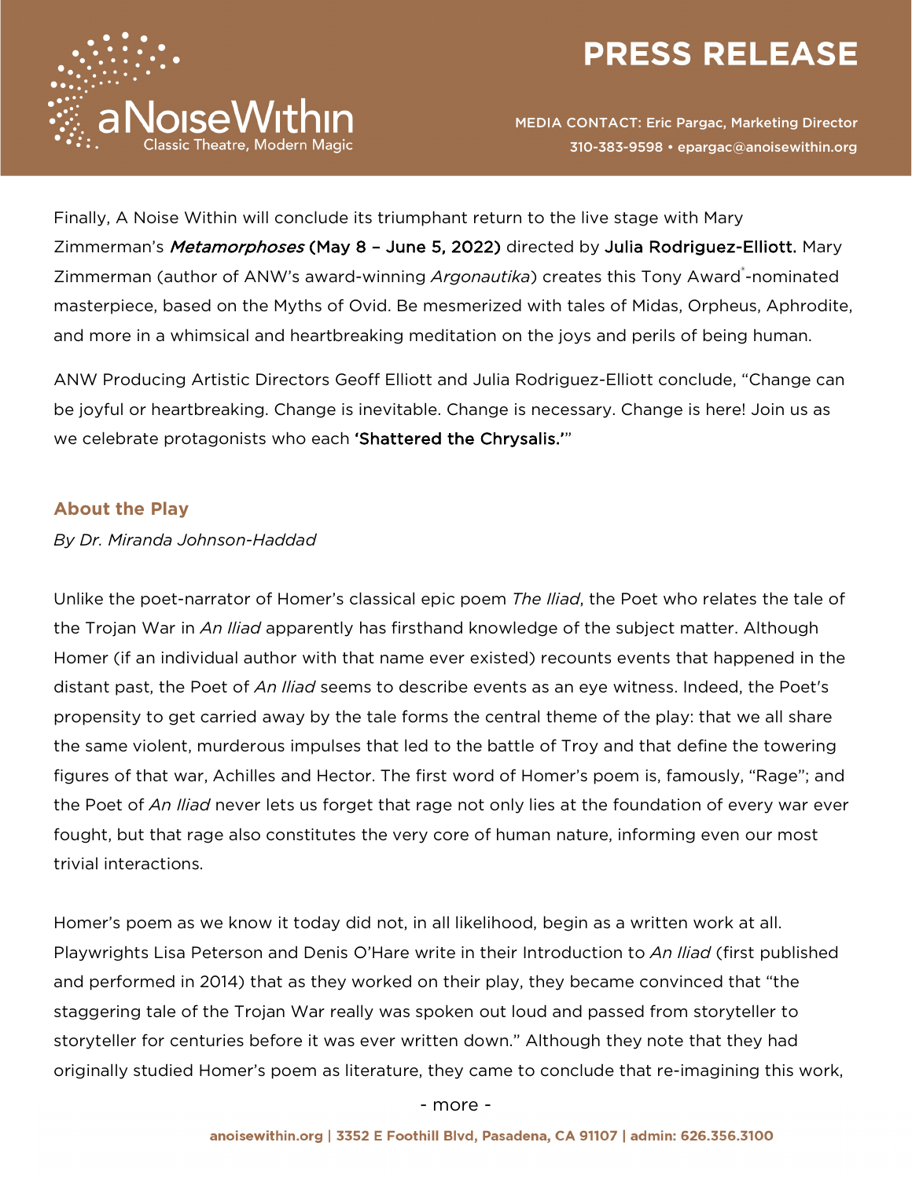Finally, A Noise Within will conclude its triumphant return to the live stage with Mary Zimmerman's ***Metamorphoses* (May 8 – June 5, 2022)** directed by **Julia Rodriguez-Elliott.** Mary Zimmerman (author of ANW's award-winning *Argonautika*) creates this Tony Award®-nominated masterpiece, based on the Myths of Ovid. Be mesmerized with tales of Midas, Orpheus, Aphrodite, and more in a whimsical and heartbreaking meditation on the joys and perils of being human.

ANW Producing Artistic Directors Geoff Elliott and Julia Rodriguez-Elliott conclude, "Change can be joyful or heartbreaking. Change is inevitable. Change is necessary. Change is here! Join us as we celebrate protagonists who each **'Shattered the Chrysalis.'**"

## About the Play

*By Dr. Miranda Johnson-Haddad*

Unlike the poet-narrator of Homer's classical epic poem *The Iliad*, the Poet who relates the tale of the Trojan War in *An Iliad* apparently has firsthand knowledge of the subject matter. Although Homer (if an individual author with that name ever existed) recounts events that happened in the distant past, the Poet of *An Iliad* seems to describe events as an eye witness. Indeed, the Poet's propensity to get carried away by the tale forms the central theme of the play: that we all share the same violent, murderous impulses that led to the battle of Troy and that define the towering figures of that war, Achilles and Hector. The first word of Homer's poem is, famously, "Rage"; and the Poet of *An Iliad* never lets us forget that rage not only lies at the foundation of every war ever fought, but that rage also constitutes the very core of human nature, informing even our most trivial interactions.

Homer's poem as we know it today did not, in all likelihood, begin as a written work at all. Playwrights Lisa Peterson and Denis O'Hare write in their Introduction to *An Iliad* (first published and performed in 2014) that as they worked on their play, they became convinced that "the staggering tale of the Trojan War really was spoken out loud and passed from storyteller to storyteller for centuries before it was ever written down." Although they note that they had originally studied Homer's poem as literature, they came to conclude that re-imagining this work,

- more -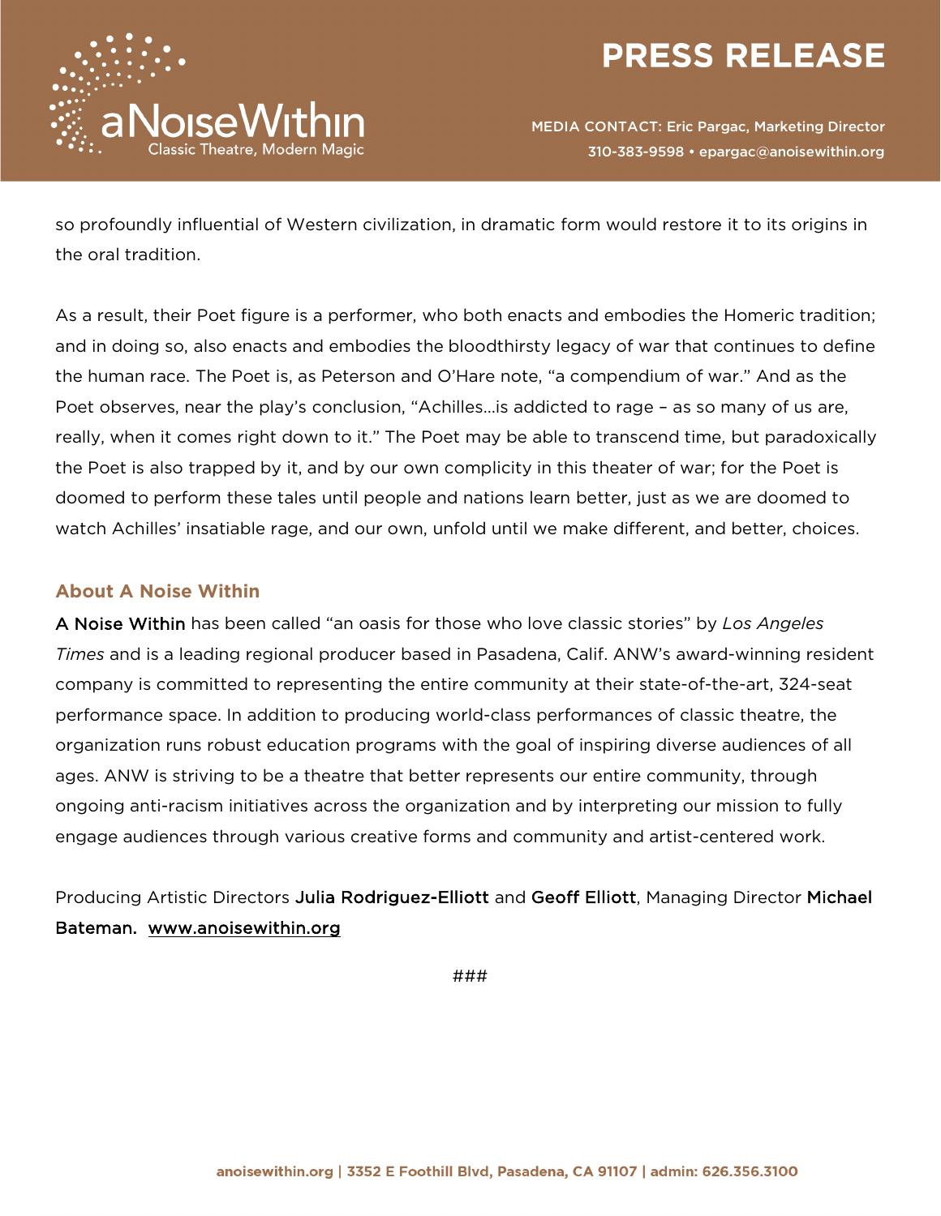so profoundly influential of Western civilization, in dramatic form would restore it to its origins in the oral tradition.

As a result, their Poet figure is a performer, who both enacts and embodies the Homeric tradition; and in doing so, also enacts and embodies the bloodthirsty legacy of war that continues to define the human race. The Poet is, as Peterson and O'Hare note, "a compendium of war." And as the Poet observes, near the play's conclusion, "Achilles…is addicted to rage – as so many of us are, really, when it comes right down to it." The Poet may be able to transcend time, but paradoxically the Poet is also trapped by it, and by our own complicity in this theater of war; for the Poet is doomed to perform these tales until people and nations learn better, just as we are doomed to watch Achilles' insatiable rage, and our own, unfold until we make different, and better, choices.

## About A Noise Within

A Noise Within has been called "an oasis for those who love classic stories" by *Los Angeles Times* and is a leading regional producer based in Pasadena, Calif. ANW's award-winning resident company is committed to representing the entire community at their state-of-the-art, 324-seat performance space. In addition to producing world-class performances of classic theatre, the organization runs robust education programs with the goal of inspiring diverse audiences of all ages. ANW is striving to be a theatre that better represents our entire community, through ongoing anti-racism initiatives across the organization and by interpreting our mission to fully engage audiences through various creative forms and community and artist-centered work.

Producing Artistic Directors Julia Rodriguez-Elliott and Geoff Elliott, Managing Director Michael Bateman. [www.anoisewithin.org](http://www.anoisewithin.org)

###